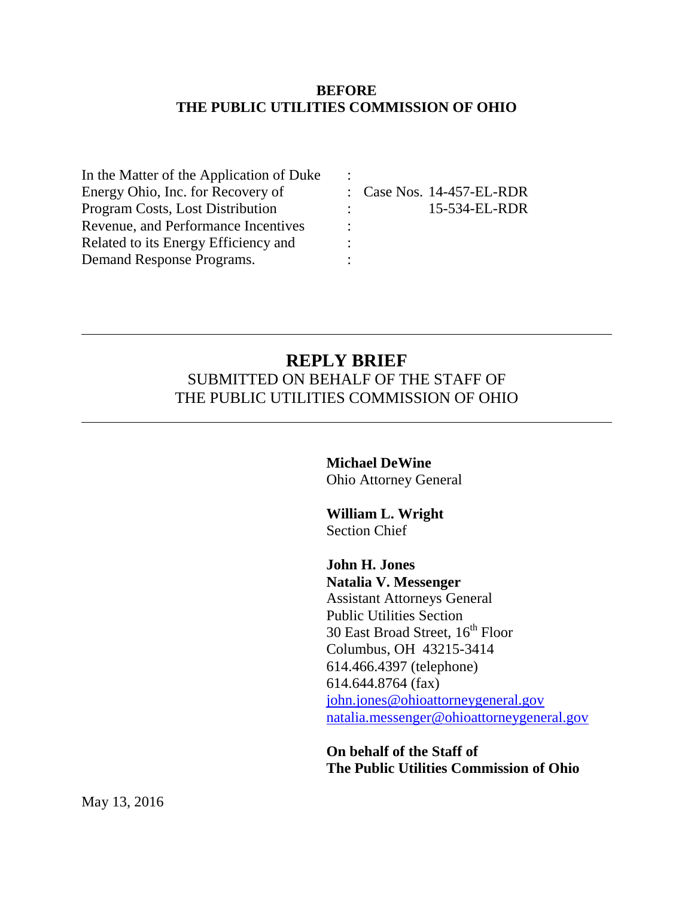**BEFORE**
**THE PUBLIC UTILITIES COMMISSION OF OHIO**

| | | |
|---|---|---|
| In the Matter of the Application of Duke | : | |
| Energy Ohio, Inc. for Recovery of | : | Case Nos. 14-457-EL-RDR |
| Program Costs, Lost Distribution | : | 15-534-EL-RDR |
| Revenue, and Performance Incentives | : | |
| Related to its Energy Efficiency and | : | |
| Demand Response Programs. | : | |

---

# REPLY BRIEF

SUBMITTED ON BEHALF OF THE STAFF OF
THE PUBLIC UTILITIES COMMISSION OF OHIO

---

**Michael DeWine**
Ohio Attorney General

**William L. Wright**
Section Chief

**John H. Jones**
**Natalia V. Messenger**
Assistant Attorneys General
Public Utilities Section
30 East Broad Street, 16th Floor
Columbus, OH 43215-3414
614.466.4397 (telephone)
614.644.8764 (fax)
john.jones@ohioattorneygeneral.gov
natalia.messenger@ohioattorneygeneral.gov

**On behalf of the Staff of**
**The Public Utilities Commission of Ohio**

May 13, 2016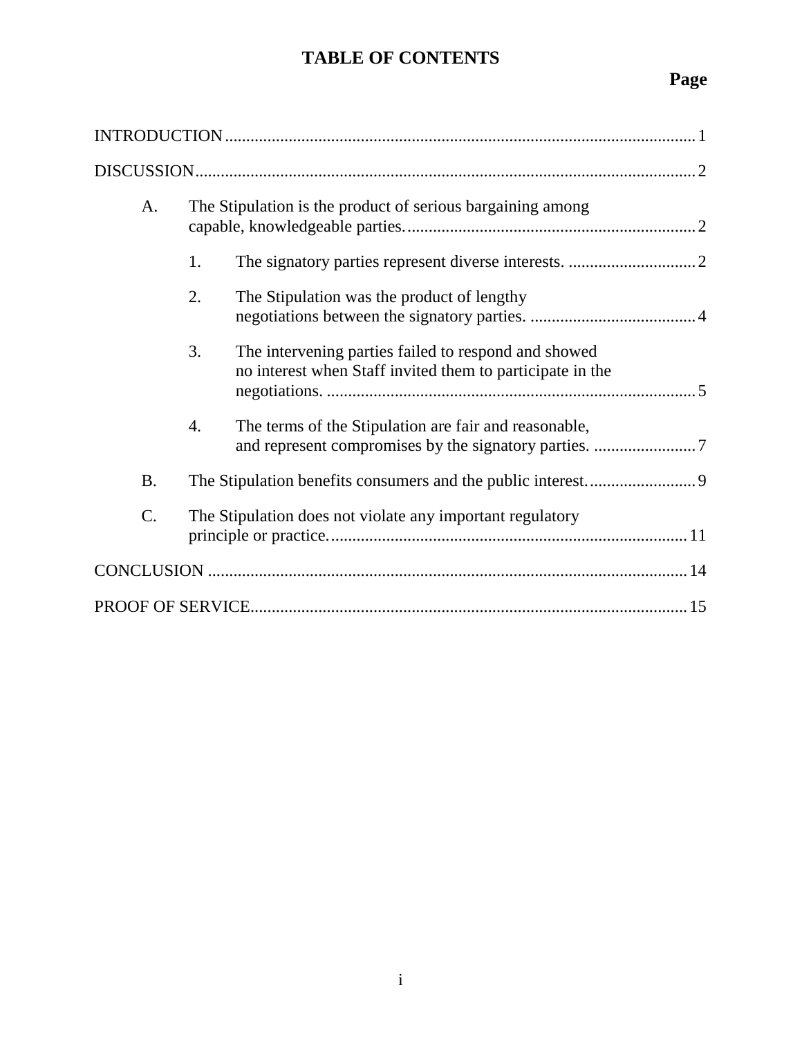# TABLE OF CONTENTS

| | Page |
|---|---|
| INTRODUCTION | 1 |
| DISCUSSION | 2 |
| A. The Stipulation is the product of serious bargaining among capable, knowledgeable parties. | 2 |
| 1. The signatory parties represent diverse interests. | 2 |
| 2. The Stipulation was the product of lengthy negotiations between the signatory parties. | 4 |
| 3. The intervening parties failed to respond and showed no interest when Staff invited them to participate in the negotiations. | 5 |
| 4. The terms of the Stipulation are fair and reasonable, and represent compromises by the signatory parties. | 7 |
| B. The Stipulation benefits consumers and the public interest. | 9 |
| C. The Stipulation does not violate any important regulatory principle or practice. | 11 |
| CONCLUSION | 14 |
| PROOF OF SERVICE | 15 |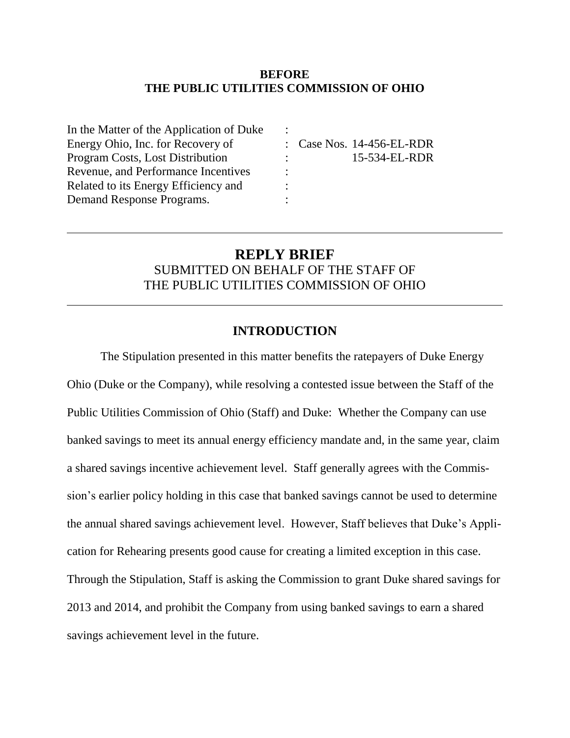**BEFORE**
**THE PUBLIC UTILITIES COMMISSION OF OHIO**

| | | |
|---|---|---|
| In the Matter of the Application of Duke | : | |
| Energy Ohio, Inc. for Recovery of | : | Case Nos. 14-456-EL-RDR |
| Program Costs, Lost Distribution | : | 15-534-EL-RDR |
| Revenue, and Performance Incentives | : | |
| Related to its Energy Efficiency and | : | |
| Demand Response Programs. | : | |

---

# REPLY BRIEF

SUBMITTED ON BEHALF OF THE STAFF OF
THE PUBLIC UTILITIES COMMISSION OF OHIO

---

## INTRODUCTION

The Stipulation presented in this matter benefits the ratepayers of Duke Energy Ohio (Duke or the Company), while resolving a contested issue between the Staff of the Public Utilities Commission of Ohio (Staff) and Duke: Whether the Company can use banked savings to meet its annual energy efficiency mandate and, in the same year, claim a shared savings incentive achievement level. Staff generally agrees with the Commission's earlier policy holding in this case that banked savings cannot be used to determine the annual shared savings achievement level. However, Staff believes that Duke's Application for Rehearing presents good cause for creating a limited exception in this case. Through the Stipulation, Staff is asking the Commission to grant Duke shared savings for 2013 and 2014, and prohibit the Company from using banked savings to earn a shared savings achievement level in the future.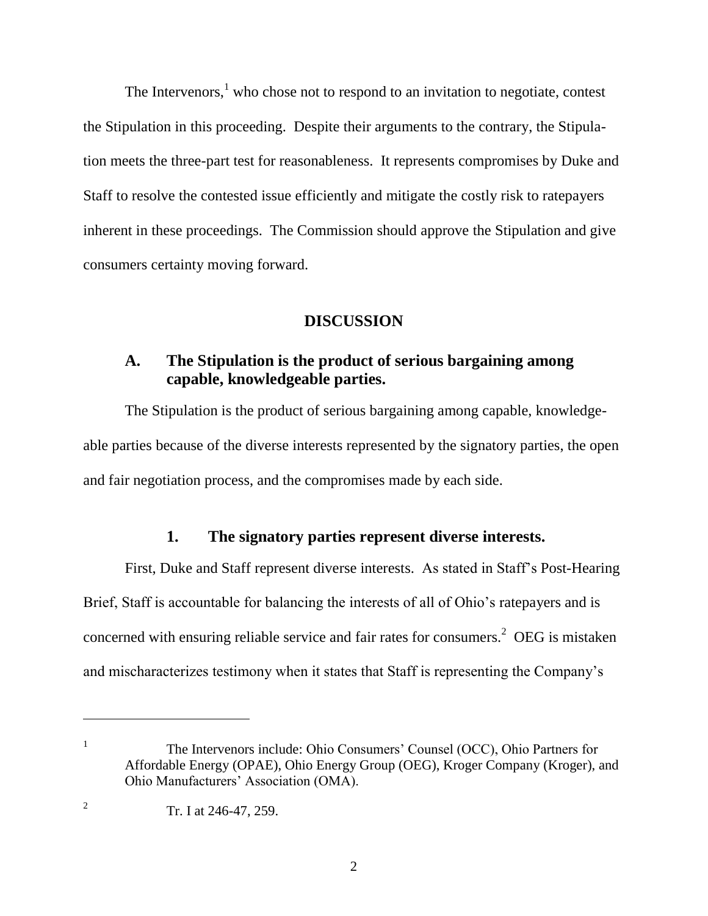The Intervenors,[1] who chose not to respond to an invitation to negotiate, contest the Stipulation in this proceeding. Despite their arguments to the contrary, the Stipulation meets the three-part test for reasonableness. It represents compromises by Duke and Staff to resolve the contested issue efficiently and mitigate the costly risk to ratepayers inherent in these proceedings. The Commission should approve the Stipulation and give consumers certainty moving forward.

## DISCUSSION

### A. The Stipulation is the product of serious bargaining among capable, knowledgeable parties.

The Stipulation is the product of serious bargaining among capable, knowledgeable parties because of the diverse interests represented by the signatory parties, the open and fair negotiation process, and the compromises made by each side.

#### 1. The signatory parties represent diverse interests.

First, Duke and Staff represent diverse interests. As stated in Staff's Post-Hearing Brief, Staff is accountable for balancing the interests of all of Ohio's ratepayers and is concerned with ensuring reliable service and fair rates for consumers.[2] OEG is mistaken and mischaracterizes testimony when it states that Staff is representing the Company's

---

[1] The Intervenors include: Ohio Consumers' Counsel (OCC), Ohio Partners for Affordable Energy (OPAE), Ohio Energy Group (OEG), Kroger Company (Kroger), and Ohio Manufacturers' Association (OMA).

[2] Tr. I at 246-47, 259.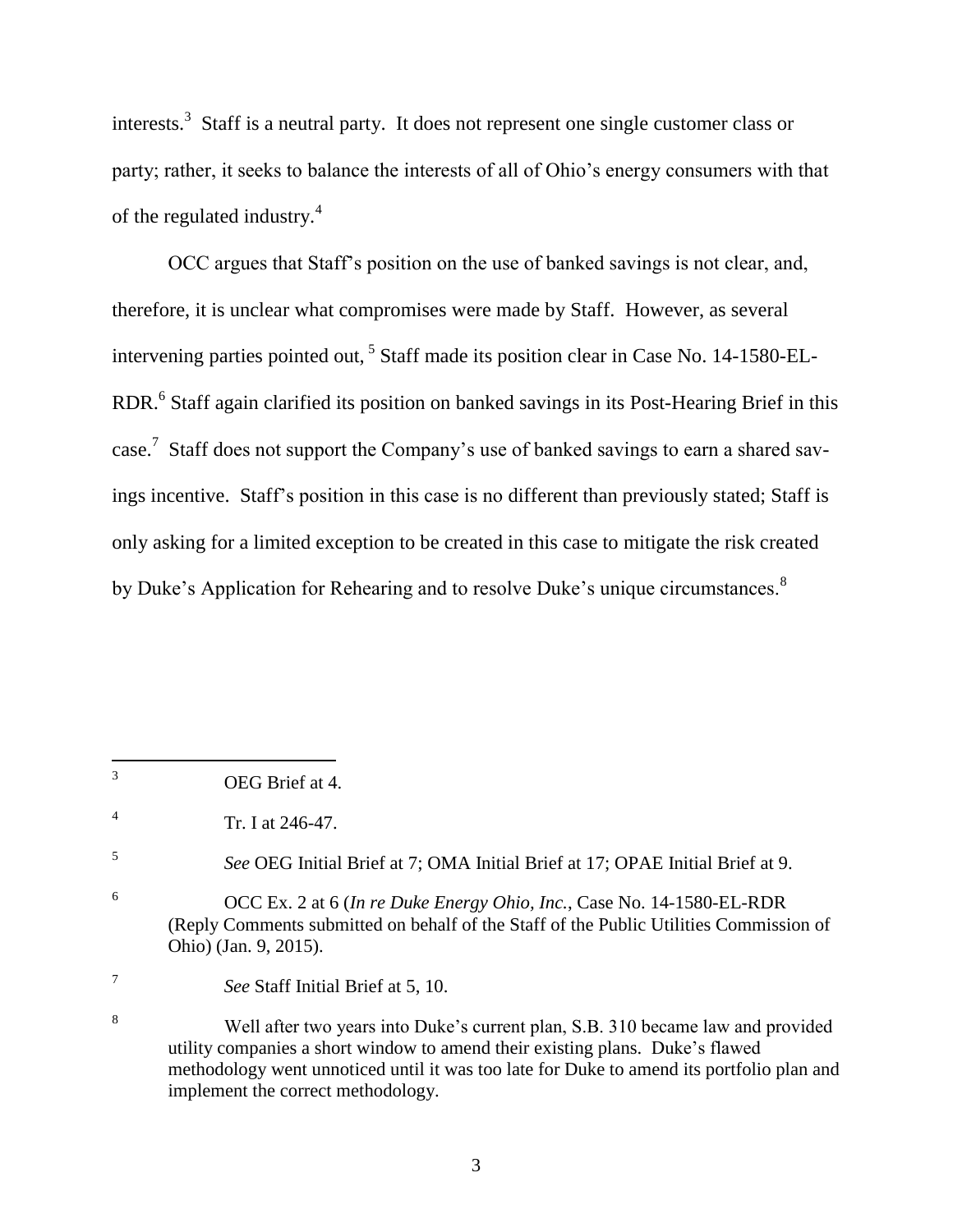interests.[3] Staff is a neutral party. It does not represent one single customer class or party; rather, it seeks to balance the interests of all of Ohio's energy consumers with that of the regulated industry.[4]

OCC argues that Staff's position on the use of banked savings is not clear, and, therefore, it is unclear what compromises were made by Staff. However, as several intervening parties pointed out, [5] Staff made its position clear in Case No. 14-1580-EL-RDR.[6] Staff again clarified its position on banked savings in its Post-Hearing Brief in this case.[7] Staff does not support the Company's use of banked savings to earn a shared savings incentive. Staff's position in this case is no different than previously stated; Staff is only asking for a limited exception to be created in this case to mitigate the risk created by Duke's Application for Rehearing and to resolve Duke's unique circumstances.[8]

---

[3] OEG Brief at 4.

[4] Tr. I at 246-47.

[5] *See* OEG Initial Brief at 7; OMA Initial Brief at 17; OPAE Initial Brief at 9.

[6] OCC Ex. 2 at 6 (*In re Duke Energy Ohio, Inc.*, Case No. 14-1580-EL-RDR (Reply Comments submitted on behalf of the Staff of the Public Utilities Commission of Ohio) (Jan. 9, 2015).

[7] *See* Staff Initial Brief at 5, 10.

[8] Well after two years into Duke's current plan, S.B. 310 became law and provided utility companies a short window to amend their existing plans. Duke's flawed methodology went unnoticed until it was too late for Duke to amend its portfolio plan and implement the correct methodology.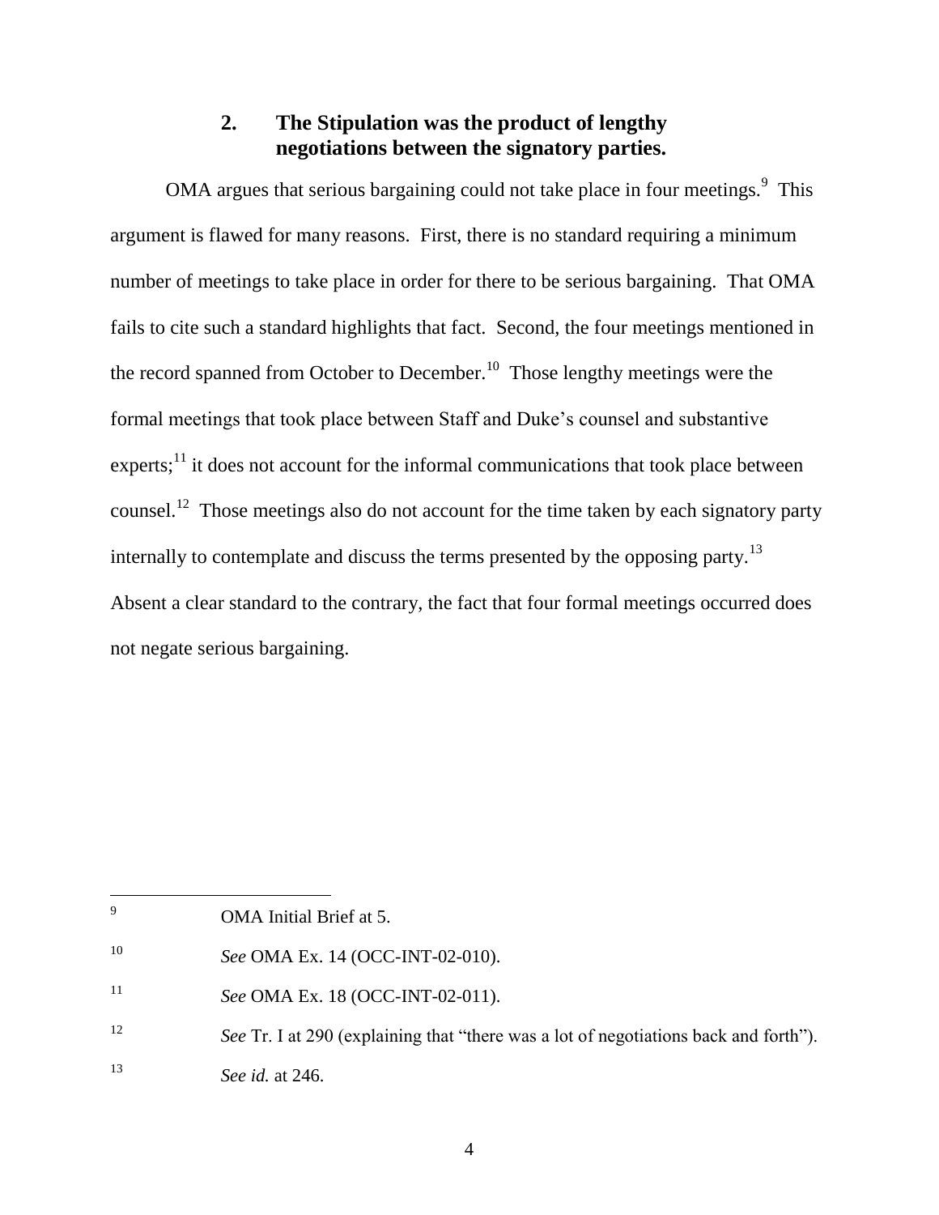### 2. The Stipulation was the product of lengthy negotiations between the signatory parties.

OMA argues that serious bargaining could not take place in four meetings.[9] This argument is flawed for many reasons. First, there is no standard requiring a minimum number of meetings to take place in order for there to be serious bargaining. That OMA fails to cite such a standard highlights that fact. Second, the four meetings mentioned in the record spanned from October to December.[10] Those lengthy meetings were the formal meetings that took place between Staff and Duke's counsel and substantive experts;[11] it does not account for the informal communications that took place between counsel.[12] Those meetings also do not account for the time taken by each signatory party internally to contemplate and discuss the terms presented by the opposing party.[13] Absent a clear standard to the contrary, the fact that four formal meetings occurred does not negate serious bargaining.

---

[9] OMA Initial Brief at 5.

[10] *See* OMA Ex. 14 (OCC-INT-02-010).

[11] *See* OMA Ex. 18 (OCC-INT-02-011).

[12] *See* Tr. I at 290 (explaining that "there was a lot of negotiations back and forth").

[13] *See id.* at 246.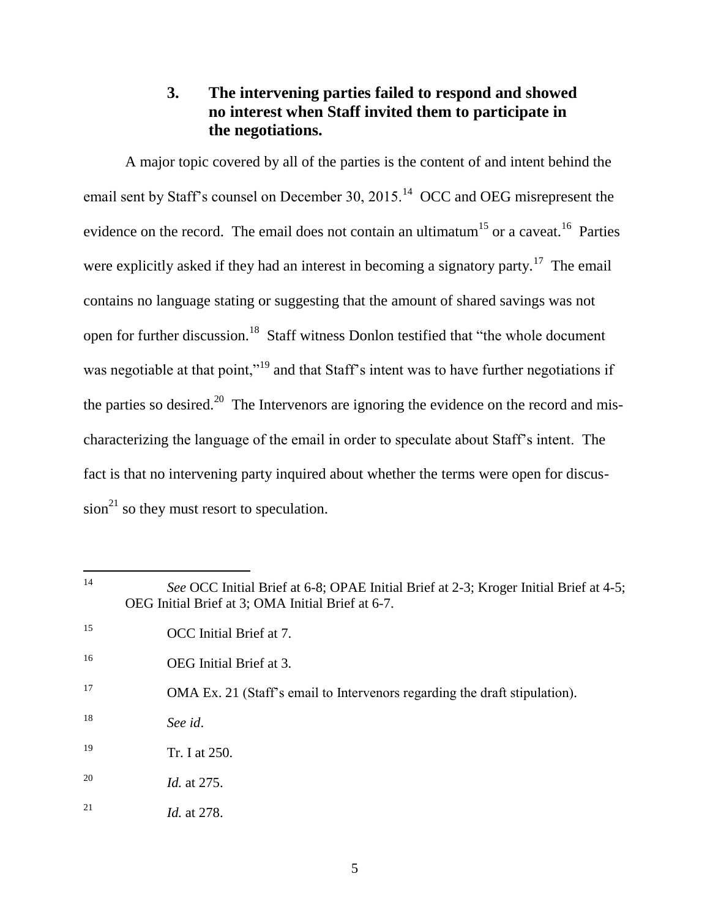### 3. The intervening parties failed to respond and showed no interest when Staff invited them to participate in the negotiations.

A major topic covered by all of the parties is the content of and intent behind the email sent by Staff's counsel on December 30, 2015.[14] OCC and OEG misrepresent the evidence on the record. The email does not contain an ultimatum[15] or a caveat.[16] Parties were explicitly asked if they had an interest in becoming a signatory party.[17] The email contains no language stating or suggesting that the amount of shared savings was not open for further discussion.[18] Staff witness Donlon testified that "the whole document was negotiable at that point,"[19] and that Staff's intent was to have further negotiations if the parties so desired.[20] The Intervenors are ignoring the evidence on the record and mis-characterizing the language of the email in order to speculate about Staff's intent. The fact is that no intervening party inquired about whether the terms were open for discussion[21] so they must resort to speculation.

---

[14] *See* OCC Initial Brief at 6-8; OPAE Initial Brief at 2-3; Kroger Initial Brief at 4-5; OEG Initial Brief at 3; OMA Initial Brief at 6-7.

[15] OCC Initial Brief at 7.

[16] OEG Initial Brief at 3.

[17] OMA Ex. 21 (Staff's email to Intervenors regarding the draft stipulation).

[18] *See id*.

[19] Tr. I at 250.

[20] *Id.* at 275.

[21] *Id.* at 278.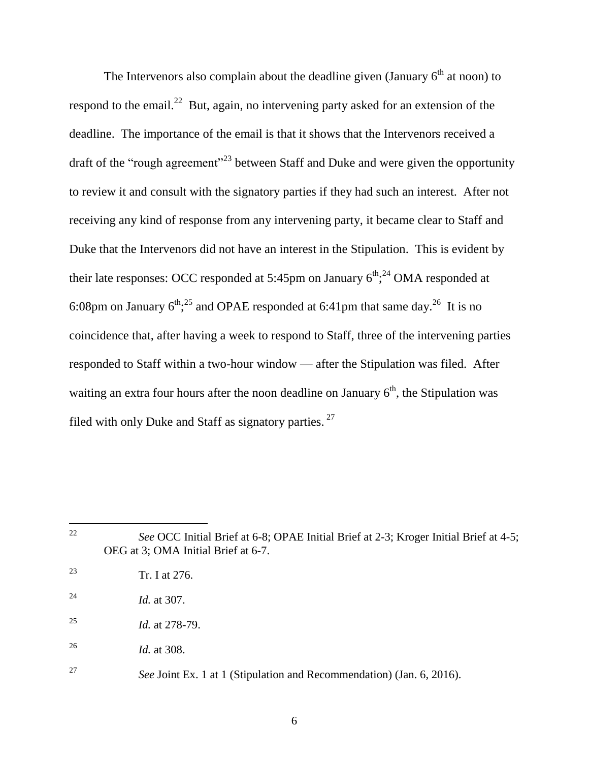The Intervenors also complain about the deadline given (January 6th at noon) to respond to the email.[22] But, again, no intervening party asked for an extension of the deadline. The importance of the email is that it shows that the Intervenors received a draft of the "rough agreement"[23] between Staff and Duke and were given the opportunity to review it and consult with the signatory parties if they had such an interest. After not receiving any kind of response from any intervening party, it became clear to Staff and Duke that the Intervenors did not have an interest in the Stipulation. This is evident by their late responses: OCC responded at 5:45pm on January 6th;[24] OMA responded at 6:08pm on January 6th;[25] and OPAE responded at 6:41pm that same day.[26] It is no coincidence that, after having a week to respond to Staff, three of the intervening parties responded to Staff within a two-hour window — after the Stipulation was filed. After waiting an extra four hours after the noon deadline on January 6th, the Stipulation was filed with only Duke and Staff as signatory parties.[27]

---

[22] *See* OCC Initial Brief at 6-8; OPAE Initial Brief at 2-3; Kroger Initial Brief at 4-5; OEG at 3; OMA Initial Brief at 6-7.

[23] Tr. I at 276.

[24] *Id.* at 307.

[25] *Id.* at 278-79.

[26] *Id.* at 308.

[27] *See* Joint Ex. 1 at 1 (Stipulation and Recommendation) (Jan. 6, 2016).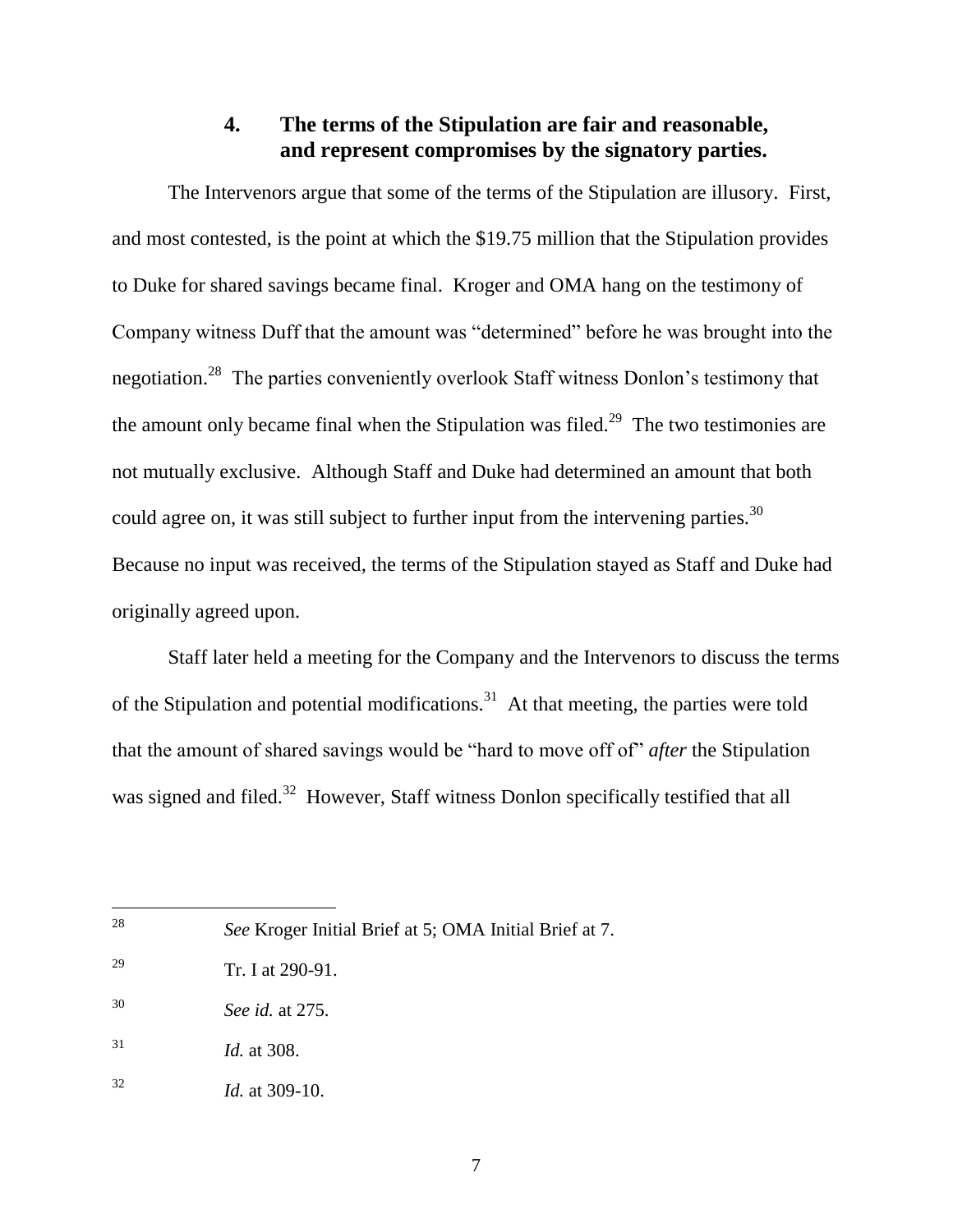### 4. The terms of the Stipulation are fair and reasonable, and represent compromises by the signatory parties.

The Intervenors argue that some of the terms of the Stipulation are illusory. First, and most contested, is the point at which the $19.75 million that the Stipulation provides to Duke for shared savings became final. Kroger and OMA hang on the testimony of Company witness Duff that the amount was "determined" before he was brought into the negotiation.[28] The parties conveniently overlook Staff witness Donlon's testimony that the amount only became final when the Stipulation was filed.[29] The two testimonies are not mutually exclusive. Although Staff and Duke had determined an amount that both could agree on, it was still subject to further input from the intervening parties.[30] Because no input was received, the terms of the Stipulation stayed as Staff and Duke had originally agreed upon.

Staff later held a meeting for the Company and the Intervenors to discuss the terms of the Stipulation and potential modifications.[31] At that meeting, the parties were told that the amount of shared savings would be "hard to move off of" *after* the Stipulation was signed and filed.[32] However, Staff witness Donlon specifically testified that all

---

[28] *See* Kroger Initial Brief at 5; OMA Initial Brief at 7.

[29] Tr. I at 290-91.

[30] *See id.* at 275.

[31] *Id.* at 308.

[32] *Id.* at 309-10.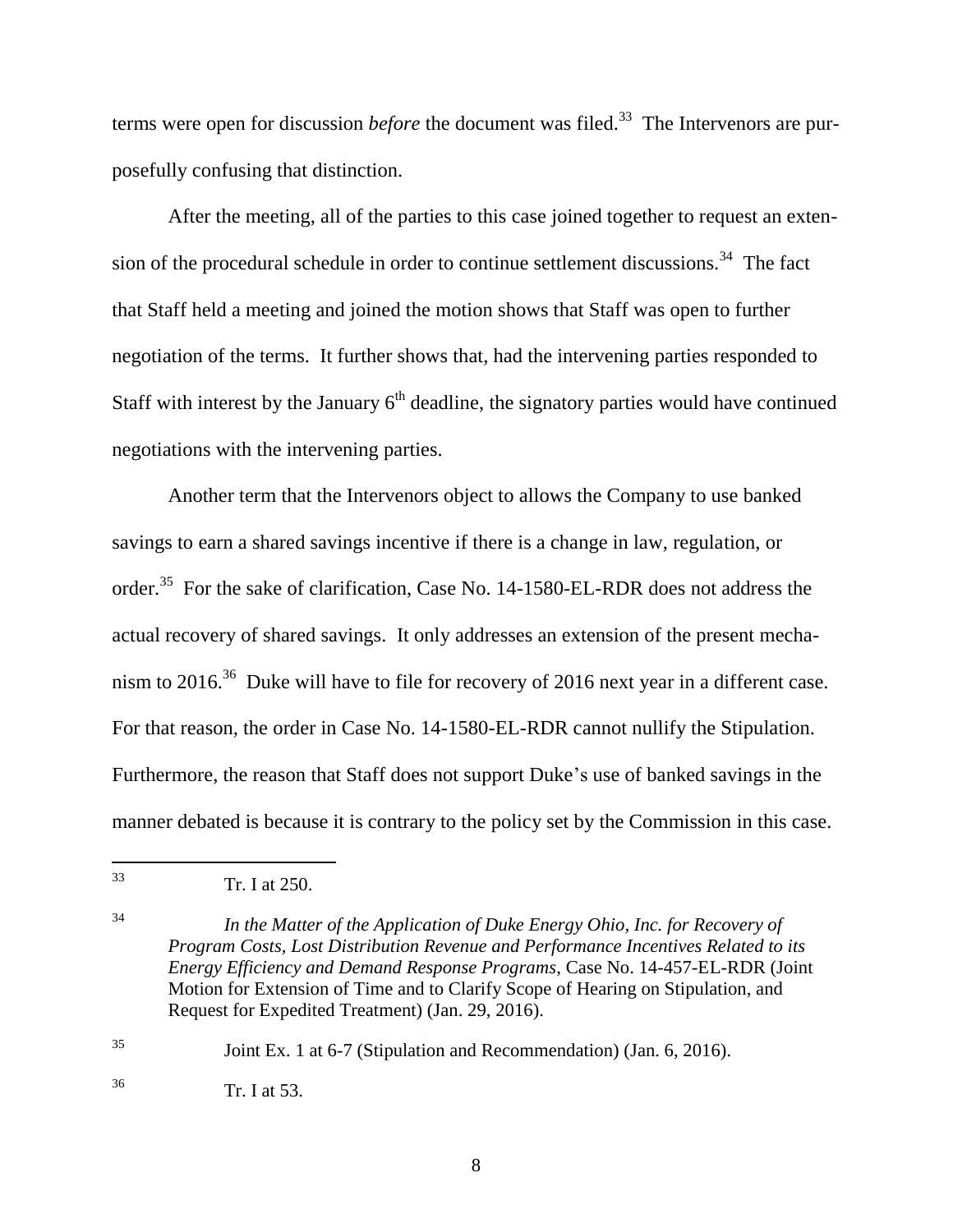terms were open for discussion *before* the document was filed.[33] The Intervenors are purposefully confusing that distinction.

After the meeting, all of the parties to this case joined together to request an extension of the procedural schedule in order to continue settlement discussions.[34] The fact that Staff held a meeting and joined the motion shows that Staff was open to further negotiation of the terms. It further shows that, had the intervening parties responded to Staff with interest by the January 6th deadline, the signatory parties would have continued negotiations with the intervening parties.

Another term that the Intervenors object to allows the Company to use banked savings to earn a shared savings incentive if there is a change in law, regulation, or order.[35] For the sake of clarification, Case No. 14-1580-EL-RDR does not address the actual recovery of shared savings. It only addresses an extension of the present mechanism to 2016.[36] Duke will have to file for recovery of 2016 next year in a different case. For that reason, the order in Case No. 14-1580-EL-RDR cannot nullify the Stipulation. Furthermore, the reason that Staff does not support Duke's use of banked savings in the manner debated is because it is contrary to the policy set by the Commission in this case.

---

[33] Tr. I at 250.

[34] *In the Matter of the Application of Duke Energy Ohio, Inc. for Recovery of Program Costs, Lost Distribution Revenue and Performance Incentives Related to its Energy Efficiency and Demand Response Programs*, Case No. 14-457-EL-RDR (Joint Motion for Extension of Time and to Clarify Scope of Hearing on Stipulation, and Request for Expedited Treatment) (Jan. 29, 2016).

[35] Joint Ex. 1 at 6-7 (Stipulation and Recommendation) (Jan. 6, 2016).

[36] Tr. I at 53.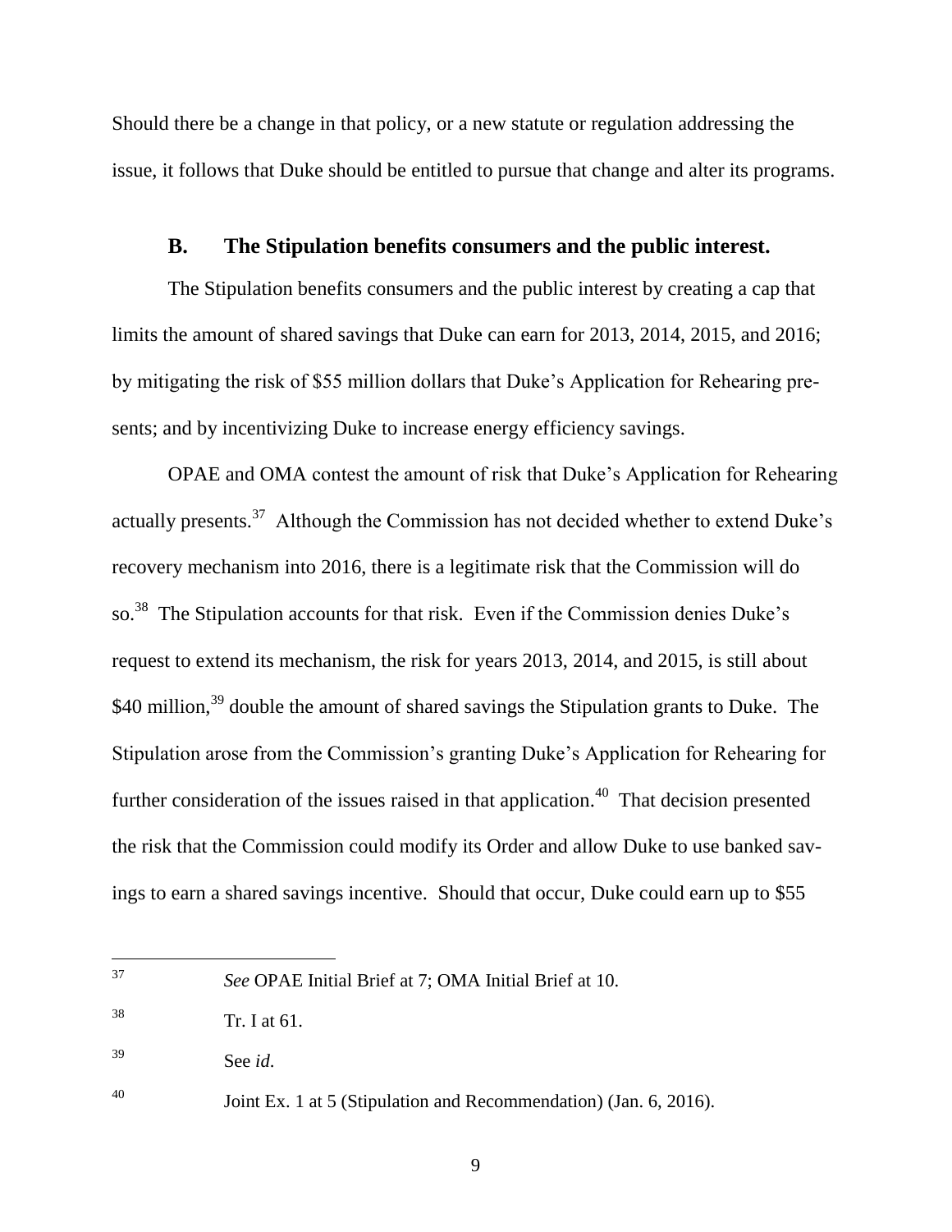Should there be a change in that policy, or a new statute or regulation addressing the issue, it follows that Duke should be entitled to pursue that change and alter its programs.

### B. The Stipulation benefits consumers and the public interest.

The Stipulation benefits consumers and the public interest by creating a cap that limits the amount of shared savings that Duke can earn for 2013, 2014, 2015, and 2016; by mitigating the risk of $55 million dollars that Duke's Application for Rehearing presents; and by incentivizing Duke to increase energy efficiency savings.

OPAE and OMA contest the amount of risk that Duke's Application for Rehearing actually presents.[37] Although the Commission has not decided whether to extend Duke's recovery mechanism into 2016, there is a legitimate risk that the Commission will do so.[38] The Stipulation accounts for that risk. Even if the Commission denies Duke's request to extend its mechanism, the risk for years 2013, 2014, and 2015, is still about $40 million,[39] double the amount of shared savings the Stipulation grants to Duke. The Stipulation arose from the Commission's granting Duke's Application for Rehearing for further consideration of the issues raised in that application.[40] That decision presented the risk that the Commission could modify its Order and allow Duke to use banked savings to earn a shared savings incentive. Should that occur, Duke could earn up to $55

---

[37] *See* OPAE Initial Brief at 7; OMA Initial Brief at 10.

[38] Tr. I at 61.

[39] See *id*.

[40] Joint Ex. 1 at 5 (Stipulation and Recommendation) (Jan. 6, 2016).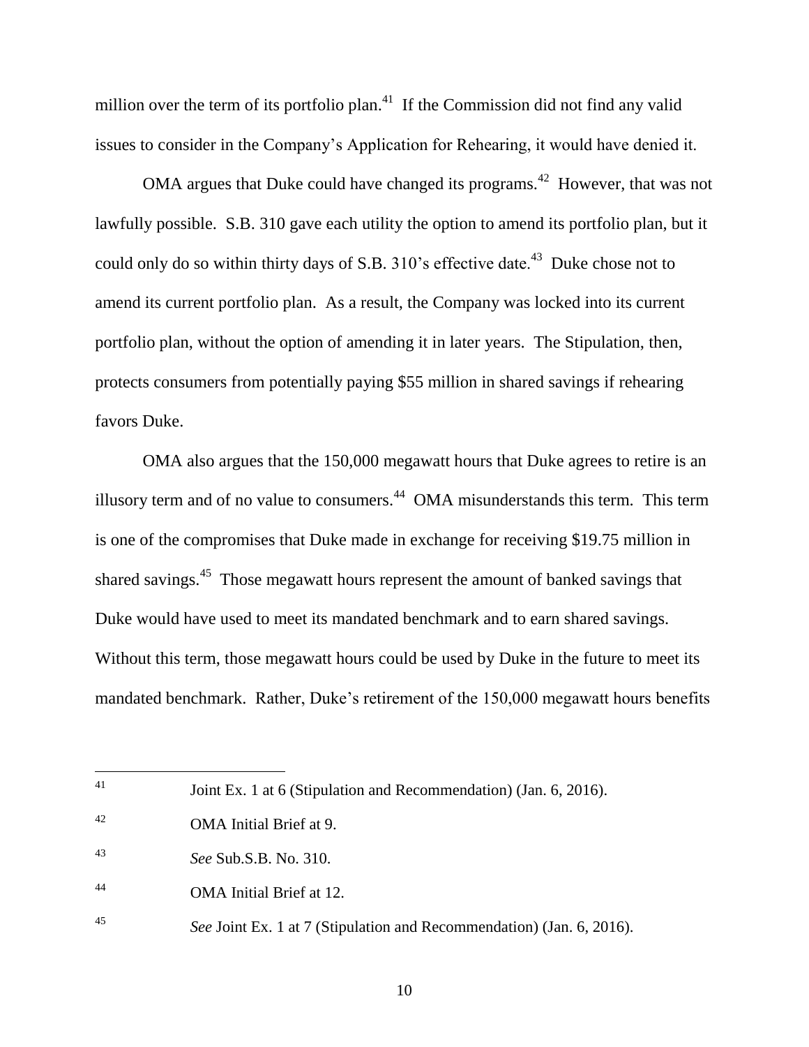million over the term of its portfolio plan.[41] If the Commission did not find any valid issues to consider in the Company's Application for Rehearing, it would have denied it.

OMA argues that Duke could have changed its programs.[42] However, that was not lawfully possible. S.B. 310 gave each utility the option to amend its portfolio plan, but it could only do so within thirty days of S.B. 310's effective date.[43] Duke chose not to amend its current portfolio plan. As a result, the Company was locked into its current portfolio plan, without the option of amending it in later years. The Stipulation, then, protects consumers from potentially paying $55 million in shared savings if rehearing favors Duke.

OMA also argues that the 150,000 megawatt hours that Duke agrees to retire is an illusory term and of no value to consumers.[44] OMA misunderstands this term. This term is one of the compromises that Duke made in exchange for receiving $19.75 million in shared savings.[45] Those megawatt hours represent the amount of banked savings that Duke would have used to meet its mandated benchmark and to earn shared savings. Without this term, those megawatt hours could be used by Duke in the future to meet its mandated benchmark. Rather, Duke's retirement of the 150,000 megawatt hours benefits

---

[41] Joint Ex. 1 at 6 (Stipulation and Recommendation) (Jan. 6, 2016).

[42] OMA Initial Brief at 9.

[43] *See* Sub.S.B. No. 310.

[44] OMA Initial Brief at 12.

[45] *See* Joint Ex. 1 at 7 (Stipulation and Recommendation) (Jan. 6, 2016).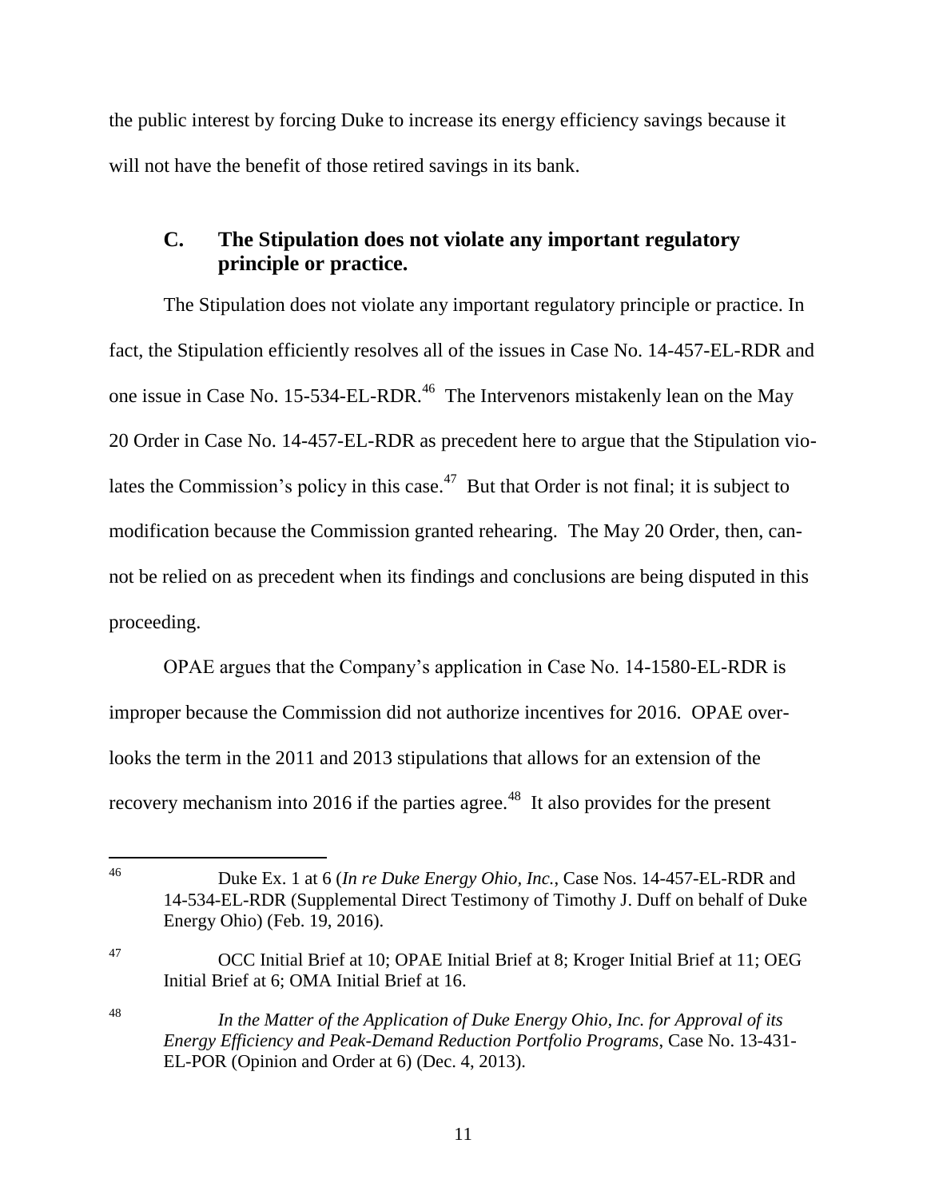the public interest by forcing Duke to increase its energy efficiency savings because it will not have the benefit of those retired savings in its bank.

### C. The Stipulation does not violate any important regulatory principle or practice.

The Stipulation does not violate any important regulatory principle or practice. In fact, the Stipulation efficiently resolves all of the issues in Case No. 14-457-EL-RDR and one issue in Case No. 15-534-EL-RDR.[46] The Intervenors mistakenly lean on the May 20 Order in Case No. 14-457-EL-RDR as precedent here to argue that the Stipulation violates the Commission's policy in this case.[47] But that Order is not final; it is subject to modification because the Commission granted rehearing. The May 20 Order, then, cannot be relied on as precedent when its findings and conclusions are being disputed in this proceeding.

OPAE argues that the Company's application in Case No. 14-1580-EL-RDR is improper because the Commission did not authorize incentives for 2016. OPAE overlooks the term in the 2011 and 2013 stipulations that allows for an extension of the recovery mechanism into 2016 if the parties agree.[48] It also provides for the present

---

[46] Duke Ex. 1 at 6 (*In re Duke Energy Ohio, Inc.*, Case Nos. 14-457-EL-RDR and 14-534-EL-RDR (Supplemental Direct Testimony of Timothy J. Duff on behalf of Duke Energy Ohio) (Feb. 19, 2016).

[47] OCC Initial Brief at 10; OPAE Initial Brief at 8; Kroger Initial Brief at 11; OEG Initial Brief at 6; OMA Initial Brief at 16.

[48] *In the Matter of the Application of Duke Energy Ohio, Inc. for Approval of its Energy Efficiency and Peak-Demand Reduction Portfolio Programs*, Case No. 13-431-EL-POR (Opinion and Order at 6) (Dec. 4, 2013).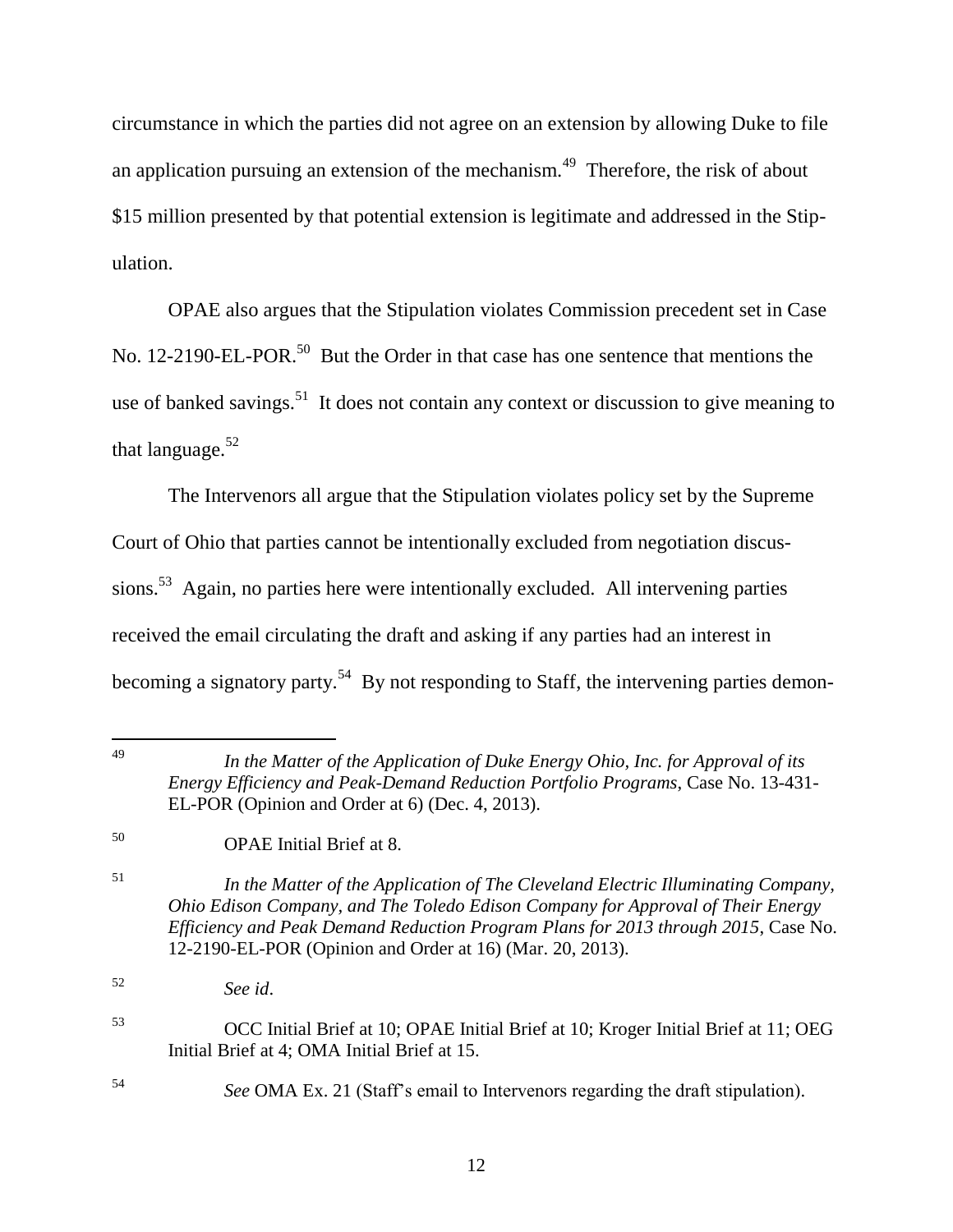circumstance in which the parties did not agree on an extension by allowing Duke to file an application pursuing an extension of the mechanism.[49] Therefore, the risk of about $15 million presented by that potential extension is legitimate and addressed in the Stipulation.

OPAE also argues that the Stipulation violates Commission precedent set in Case No. 12-2190-EL-POR.[50] But the Order in that case has one sentence that mentions the use of banked savings.[51] It does not contain any context or discussion to give meaning to that language.[52]

The Intervenors all argue that the Stipulation violates policy set by the Supreme Court of Ohio that parties cannot be intentionally excluded from negotiation discussions.[53] Again, no parties here were intentionally excluded. All intervening parties received the email circulating the draft and asking if any parties had an interest in becoming a signatory party.[54] By not responding to Staff, the intervening parties demon-

---

[49] *In the Matter of the Application of Duke Energy Ohio, Inc. for Approval of its Energy Efficiency and Peak-Demand Reduction Portfolio Programs*, Case No. 13-431-EL-POR (Opinion and Order at 6) (Dec. 4, 2013).

[50] OPAE Initial Brief at 8.

[51] *In the Matter of the Application of The Cleveland Electric Illuminating Company, Ohio Edison Company, and The Toledo Edison Company for Approval of Their Energy Efficiency and Peak Demand Reduction Program Plans for 2013 through 2015*, Case No. 12-2190-EL-POR (Opinion and Order at 16) (Mar. 20, 2013).

[52] *See id*.

[53] OCC Initial Brief at 10; OPAE Initial Brief at 10; Kroger Initial Brief at 11; OEG Initial Brief at 4; OMA Initial Brief at 15.

[54] *See* OMA Ex. 21 (Staff's email to Intervenors regarding the draft stipulation).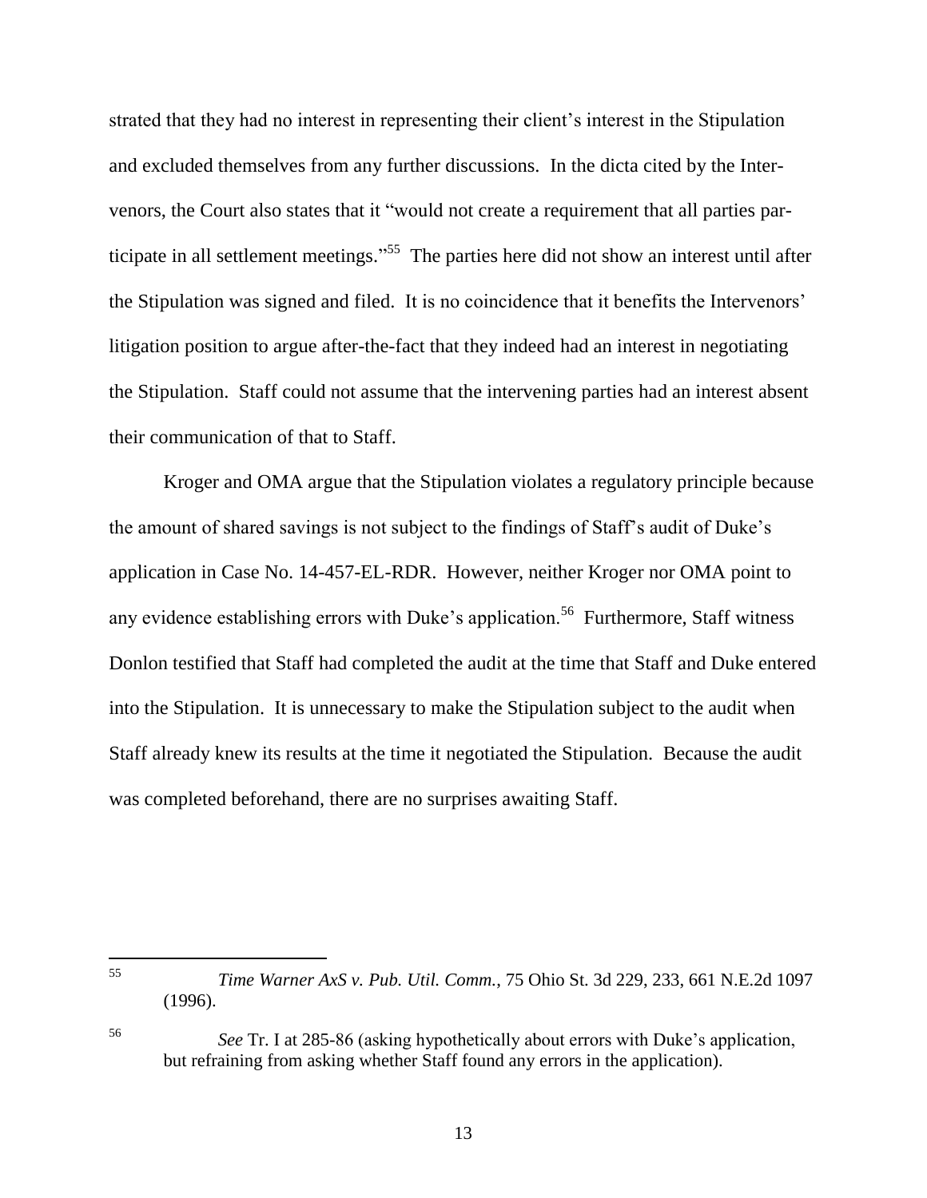strated that they had no interest in representing their client's interest in the Stipulation and excluded themselves from any further discussions. In the dicta cited by the Intervenors, the Court also states that it "would not create a requirement that all parties participate in all settlement meetings."[55] The parties here did not show an interest until after the Stipulation was signed and filed. It is no coincidence that it benefits the Intervenors' litigation position to argue after-the-fact that they indeed had an interest in negotiating the Stipulation. Staff could not assume that the intervening parties had an interest absent their communication of that to Staff.

Kroger and OMA argue that the Stipulation violates a regulatory principle because the amount of shared savings is not subject to the findings of Staff's audit of Duke's application in Case No. 14-457-EL-RDR. However, neither Kroger nor OMA point to any evidence establishing errors with Duke's application.[56] Furthermore, Staff witness Donlon testified that Staff had completed the audit at the time that Staff and Duke entered into the Stipulation. It is unnecessary to make the Stipulation subject to the audit when Staff already knew its results at the time it negotiated the Stipulation. Because the audit was completed beforehand, there are no surprises awaiting Staff.

---

[55] *Time Warner AxS v. Pub. Util. Comm.*, 75 Ohio St. 3d 229, 233, 661 N.E.2d 1097 (1996).

[56] *See* Tr. I at 285-86 (asking hypothetically about errors with Duke's application, but refraining from asking whether Staff found any errors in the application).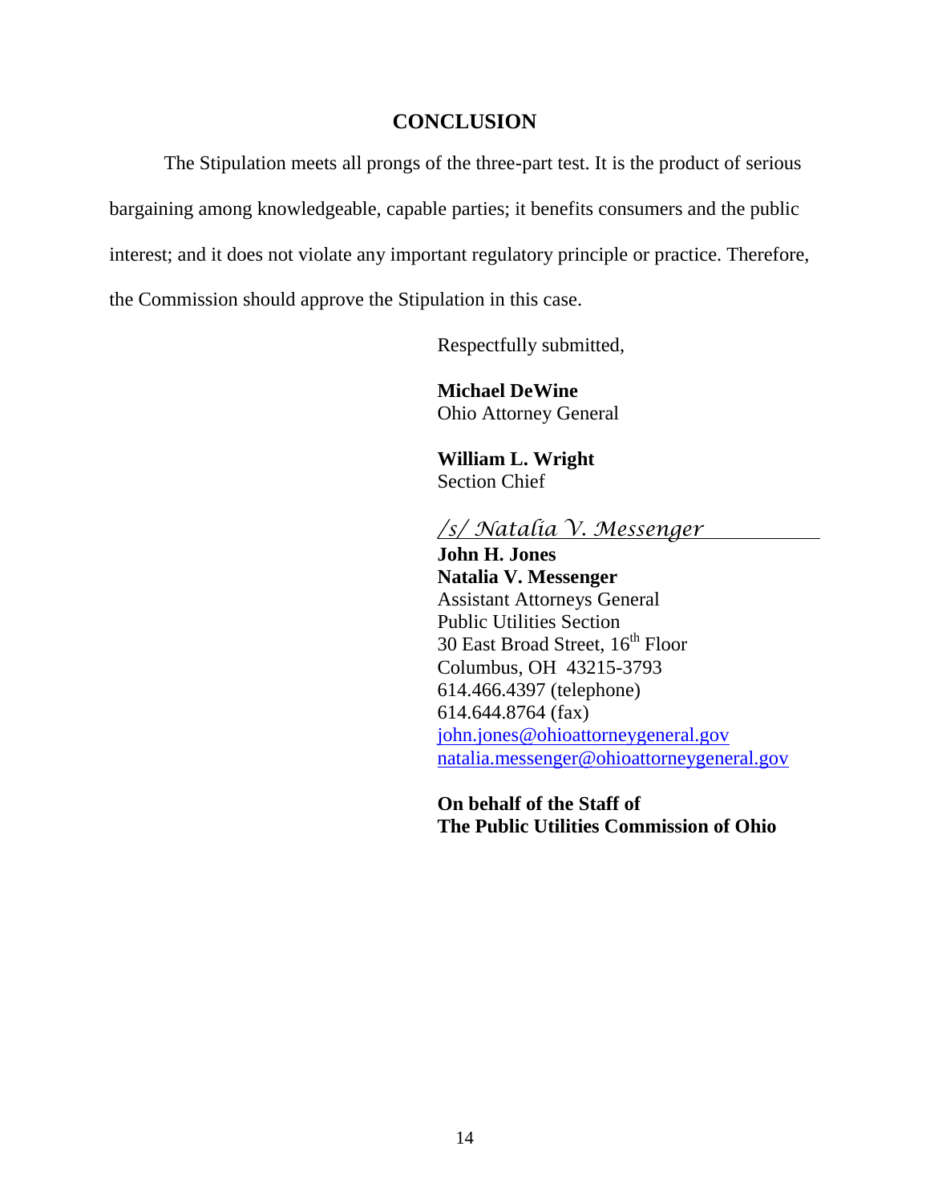## CONCLUSION

The Stipulation meets all prongs of the three-part test. It is the product of serious bargaining among knowledgeable, capable parties; it benefits consumers and the public interest; and it does not violate any important regulatory principle or practice. Therefore, the Commission should approve the Stipulation in this case.

Respectfully submitted,

**Michael DeWine**
Ohio Attorney General

**William L. Wright**
Section Chief

*/s/ Natalia V. Messenger*

**John H. Jones**
**Natalia V. Messenger**
Assistant Attorneys General
Public Utilities Section
30 East Broad Street, 16th Floor
Columbus, OH 43215-3793
614.466.4397 (telephone)
614.644.8764 (fax)
john.jones@ohioattorneygeneral.gov
natalia.messenger@ohioattorneygeneral.gov

**On behalf of the Staff of**
**The Public Utilities Commission of Ohio**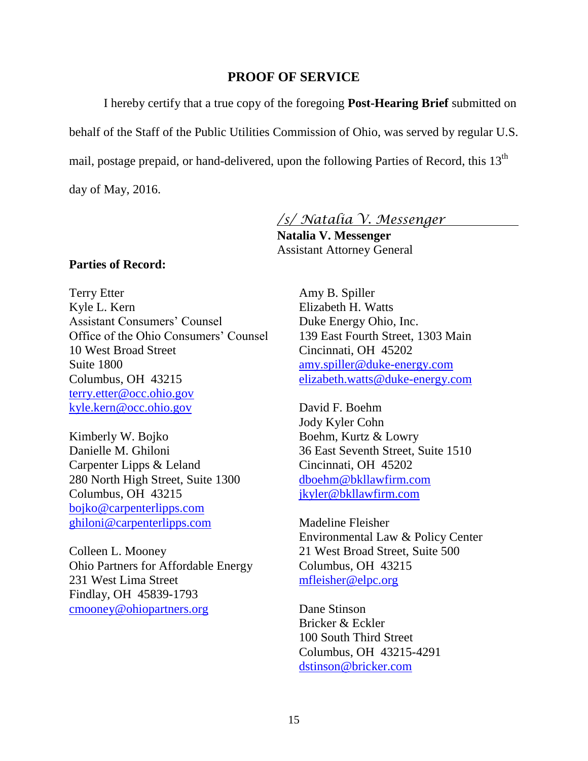## PROOF OF SERVICE

I hereby certify that a true copy of the foregoing **Post-Hearing Brief** submitted on behalf of the Staff of the Public Utilities Commission of Ohio, was served by regular U.S. mail, postage prepaid, or hand-delivered, upon the following Parties of Record, this 13th day of May, 2016.

*/s/ Natalia V. Messenger*
**Natalia V. Messenger**
Assistant Attorney General

**Parties of Record:**

Terry Etter
Kyle L. Kern
Assistant Consumers' Counsel
Office of the Ohio Consumers' Counsel
10 West Broad Street
Suite 1800
Columbus, OH 43215
terry.etter@occ.ohio.gov
kyle.kern@occ.ohio.gov

Kimberly W. Bojko
Danielle M. Ghiloni
Carpenter Lipps & Leland
280 North High Street, Suite 1300
Columbus, OH 43215
bojko@carpenterlipps.com
ghiloni@carpenterlipps.com

Colleen L. Mooney
Ohio Partners for Affordable Energy
231 West Lima Street
Findlay, OH 45839-1793
cmooney@ohiopartners.org

Amy B. Spiller
Elizabeth H. Watts
Duke Energy Ohio, Inc.
139 East Fourth Street, 1303 Main
Cincinnati, OH 45202
amy.spiller@duke-energy.com
elizabeth.watts@duke-energy.com

David F. Boehm
Jody Kyler Cohn
Boehm, Kurtz & Lowry
36 East Seventh Street, Suite 1510
Cincinnati, OH 45202
dboehm@bkllawfirm.com
jkyler@bkllawfirm.com

Madeline Fleisher
Environmental Law & Policy Center
21 West Broad Street, Suite 500
Columbus, OH 43215
mfleisher@elpc.org

Dane Stinson
Bricker & Eckler
100 South Third Street
Columbus, OH 43215-4291
dstinson@bricker.com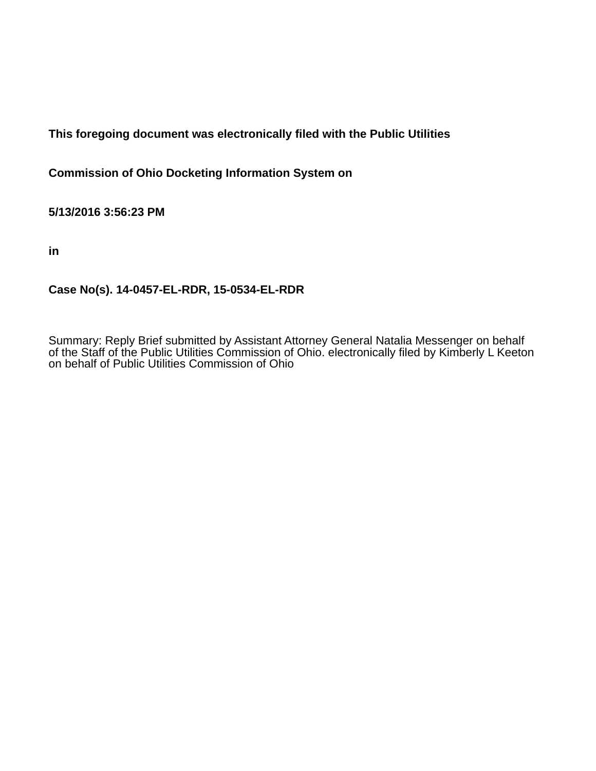**This foregoing document was electronically filed with the Public Utilities**

**Commission of Ohio Docketing Information System on**

**5/13/2016 3:56:23 PM**

**in**

**Case No(s). 14-0457-EL-RDR, 15-0534-EL-RDR**

Summary: Reply Brief submitted by Assistant Attorney General Natalia Messenger on behalf of the Staff of the Public Utilities Commission of Ohio. electronically filed by Kimberly L Keeton on behalf of Public Utilities Commission of Ohio